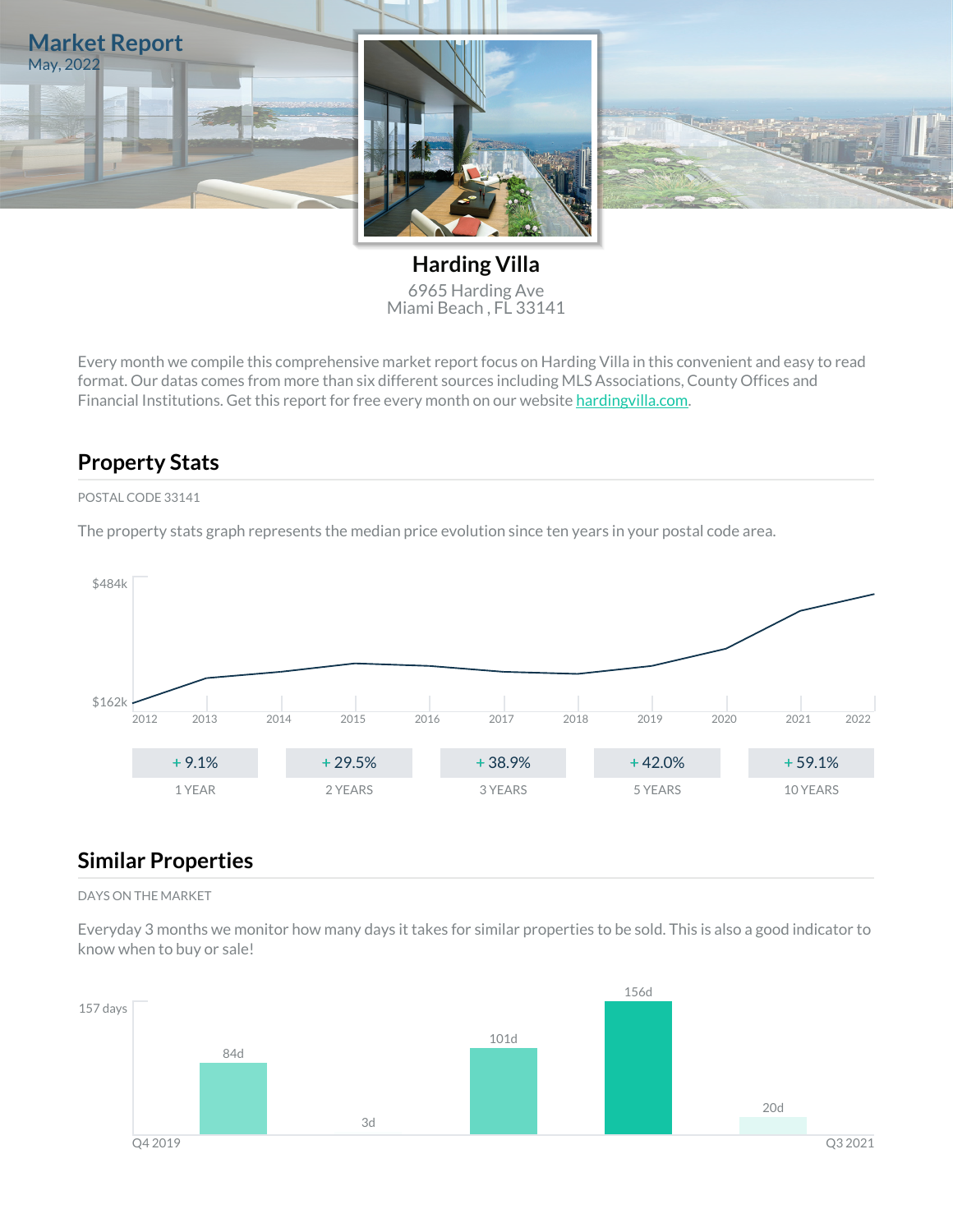# Market Report

May, 2022

## Harding Villa

6965 Harding Ave
Miami Beach , FL 33141

Every month we compile this comprehensive market report focus on Harding Villa in this convenient and easy to read format. Our datas comes from more than six different sources including MLS Associations, County Offices and Financial Institutions. Get this report for free every month on our website [hardingvilla.com](hardingvilla.com).

## Property Stats

POSTAL CODE 33141

The property stats graph represents the median price evolution since ten years in your postal code area.

$484k

$162k

2012 2013 2014 2015 2016 2017 2018 2019 2020 2021 2022

| + 9.1% | + 29.5% | + 38.9% | + 42.0% | + 59.1% |
|---|---|---|---|---|
| 1 YEAR | 2 YEARS | 3 YEARS | 5 YEARS | 10 YEARS |

## Similar Properties

DAYS ON THE MARKET

Everyday 3 months we monitor how many days it takes for similar properties to be sold. This is also a good indicator to know when to buy or sale!

157 days

84d 3d 101d 156d 20d

Q4 2019 Q3 2021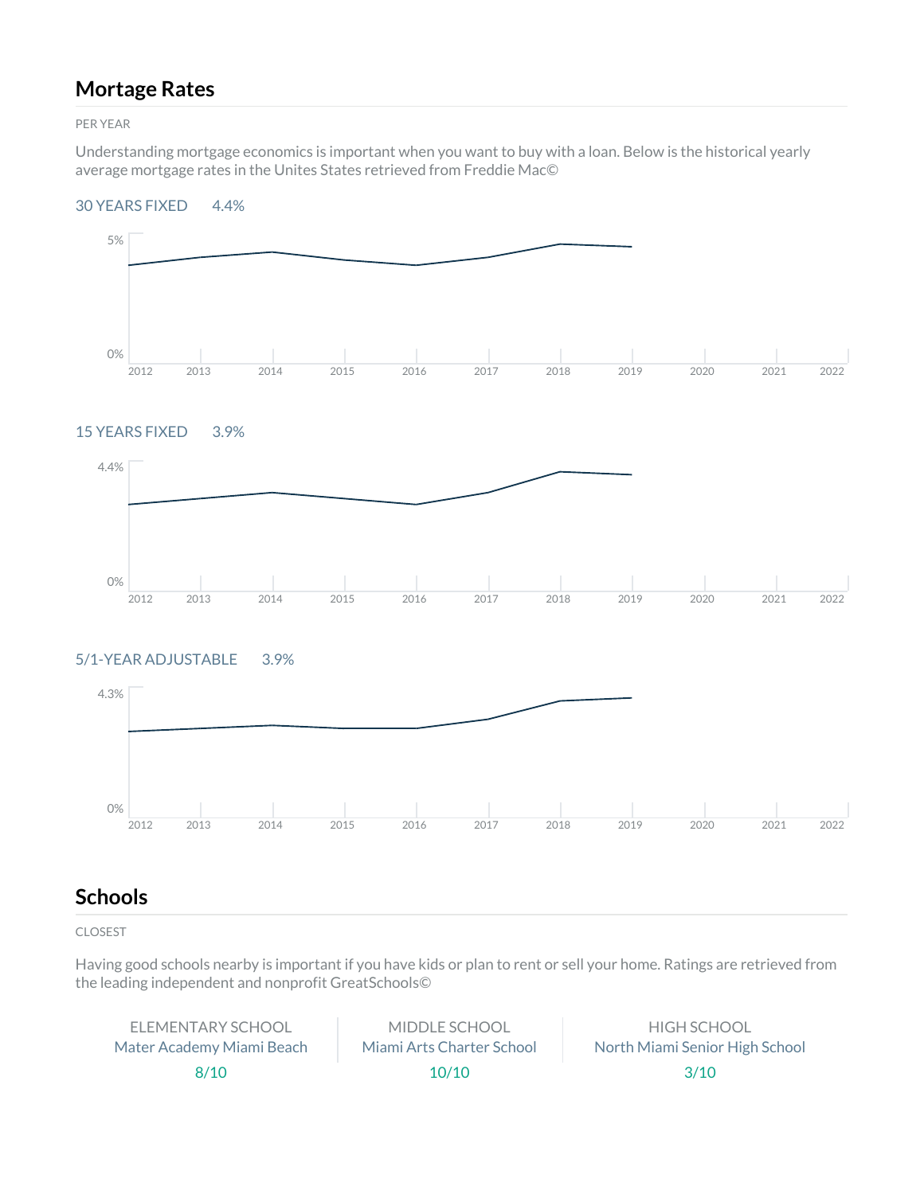## Mortage Rates

PER YEAR

Understanding mortgage economics is important when you want to buy with a loan. Below is the historical yearly average mortgage rates in the Unites States retrieved from Freddie Mac©

30 YEARS FIXED 4.4%

5%

0%

2012 2013 2014 2015 2016 2017 2018 2019 2020 2021 2022

15 YEARS FIXED 3.9%

4.4%

0%

2012 2013 2014 2015 2016 2017 2018 2019 2020 2021 2022

5/1-YEAR ADJUSTABLE 3.9%

4.3%

0%

2012 2013 2014 2015 2016 2017 2018 2019 2020 2021 2022

## Schools

CLOSEST

Having good schools nearby is important if you have kids or plan to rent or sell your home. Ratings are retrieved from the leading independent and nonprofit GreatSchools©

| ELEMENTARY SCHOOL | MIDDLE SCHOOL | HIGH SCHOOL |
|---|---|---|
| Mater Academy Miami Beach | Miami Arts Charter School | North Miami Senior High School |
| 8/10 | 10/10 | 3/10 |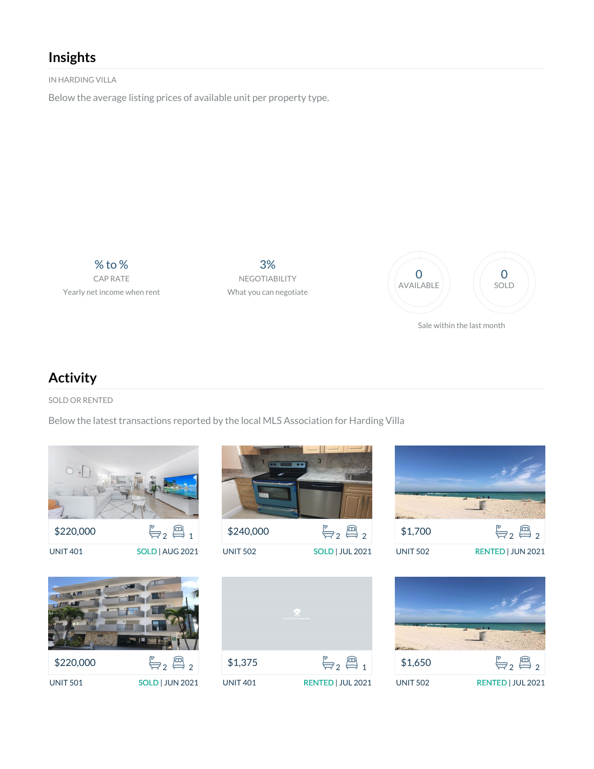## Insights

IN HARDING VILLA

Below the average listing prices of available unit per property type.

% to %
CAP RATE
Yearly net income when rent

3%
NEGOTIABILITY
What you can negotiate

0
AVAILABLE

0
SOLD

Sale within the last month

## Activity

SOLD OR RENTED

Below the latest transactions reported by the local MLS Association for Harding Villa

$220,000 — 2 baths, 1 bed
UNIT 401 — SOLD | AUG 2021

$240,000 — 2 baths, 2 beds
UNIT 502 — SOLD | JUL 2021

$1,700 — 2 baths, 2 beds
UNIT 502 — RENTED | JUN 2021

$220,000 — 2 baths, 2 beds
UNIT 501 — SOLD | JUN 2021

$1,375 — 2 baths, 1 bed
UNIT 401 — RENTED | JUL 2021

$1,650 — 2 baths, 2 beds
UNIT 502 — RENTED | JUL 2021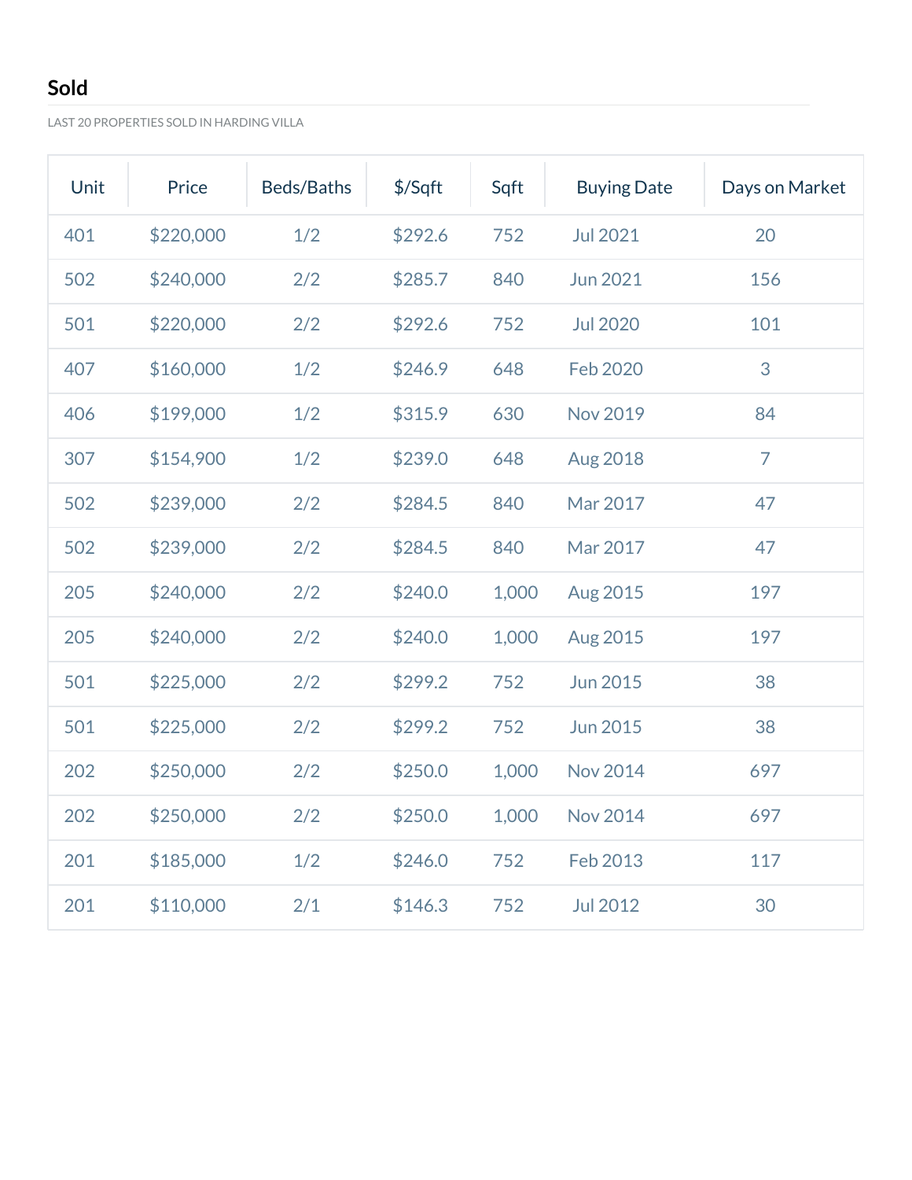## Sold

LAST 20 PROPERTIES SOLD IN HARDING VILLA

| Unit | Price | Beds/Baths | $/Sqft | Sqft | Buying Date | Days on Market |
|---|---|---|---|---|---|---|
| 401 | $220,000 | 1/2 | $292.6 | 752 | Jul 2021 | 20 |
| 502 | $240,000 | 2/2 | $285.7 | 840 | Jun 2021 | 156 |
| 501 | $220,000 | 2/2 | $292.6 | 752 | Jul 2020 | 101 |
| 407 | $160,000 | 1/2 | $246.9 | 648 | Feb 2020 | 3 |
| 406 | $199,000 | 1/2 | $315.9 | 630 | Nov 2019 | 84 |
| 307 | $154,900 | 1/2 | $239.0 | 648 | Aug 2018 | 7 |
| 502 | $239,000 | 2/2 | $284.5 | 840 | Mar 2017 | 47 |
| 502 | $239,000 | 2/2 | $284.5 | 840 | Mar 2017 | 47 |
| 205 | $240,000 | 2/2 | $240.0 | 1,000 | Aug 2015 | 197 |
| 205 | $240,000 | 2/2 | $240.0 | 1,000 | Aug 2015 | 197 |
| 501 | $225,000 | 2/2 | $299.2 | 752 | Jun 2015 | 38 |
| 501 | $225,000 | 2/2 | $299.2 | 752 | Jun 2015 | 38 |
| 202 | $250,000 | 2/2 | $250.0 | 1,000 | Nov 2014 | 697 |
| 202 | $250,000 | 2/2 | $250.0 | 1,000 | Nov 2014 | 697 |
| 201 | $185,000 | 1/2 | $246.0 | 752 | Feb 2013 | 117 |
| 201 | $110,000 | 2/1 | $146.3 | 752 | Jul 2012 | 30 |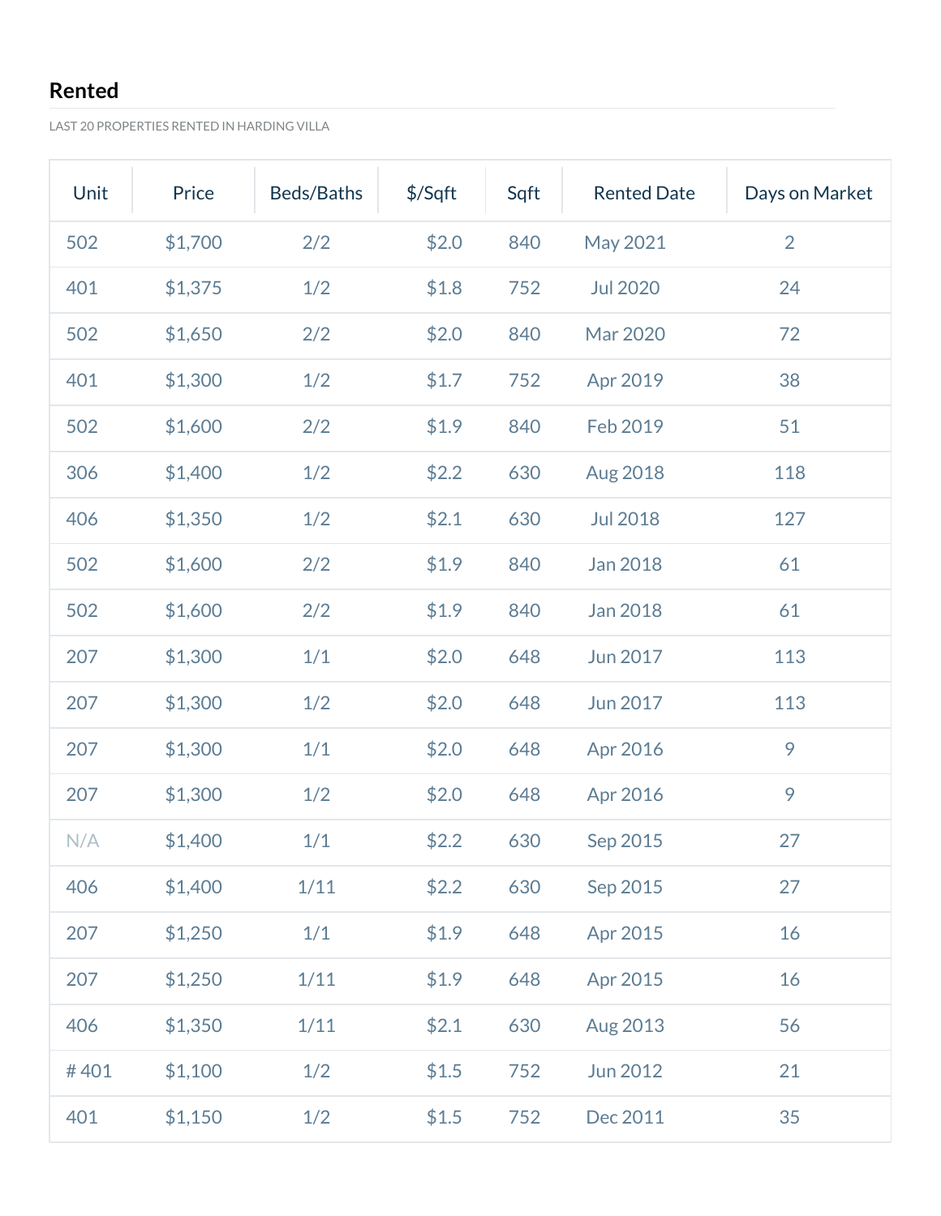## Rented

LAST 20 PROPERTIES RENTED IN HARDING VILLA

| Unit | Price | Beds/Baths | $/Sqft | Sqft | Rented Date | Days on Market |
|---|---|---|---|---|---|---|
| 502 | $1,700 | 2/2 | $2.0 | 840 | May 2021 | 2 |
| 401 | $1,375 | 1/2 | $1.8 | 752 | Jul 2020 | 24 |
| 502 | $1,650 | 2/2 | $2.0 | 840 | Mar 2020 | 72 |
| 401 | $1,300 | 1/2 | $1.7 | 752 | Apr 2019 | 38 |
| 502 | $1,600 | 2/2 | $1.9 | 840 | Feb 2019 | 51 |
| 306 | $1,400 | 1/2 | $2.2 | 630 | Aug 2018 | 118 |
| 406 | $1,350 | 1/2 | $2.1 | 630 | Jul 2018 | 127 |
| 502 | $1,600 | 2/2 | $1.9 | 840 | Jan 2018 | 61 |
| 502 | $1,600 | 2/2 | $1.9 | 840 | Jan 2018 | 61 |
| 207 | $1,300 | 1/1 | $2.0 | 648 | Jun 2017 | 113 |
| 207 | $1,300 | 1/2 | $2.0 | 648 | Jun 2017 | 113 |
| 207 | $1,300 | 1/1 | $2.0 | 648 | Apr 2016 | 9 |
| 207 | $1,300 | 1/2 | $2.0 | 648 | Apr 2016 | 9 |
| N/A | $1,400 | 1/1 | $2.2 | 630 | Sep 2015 | 27 |
| 406 | $1,400 | 1/11 | $2.2 | 630 | Sep 2015 | 27 |
| 207 | $1,250 | 1/1 | $1.9 | 648 | Apr 2015 | 16 |
| 207 | $1,250 | 1/11 | $1.9 | 648 | Apr 2015 | 16 |
| 406 | $1,350 | 1/11 | $2.1 | 630 | Aug 2013 | 56 |
| # 401 | $1,100 | 1/2 | $1.5 | 752 | Jun 2012 | 21 |
| 401 | $1,150 | 1/2 | $1.5 | 752 | Dec 2011 | 35 |